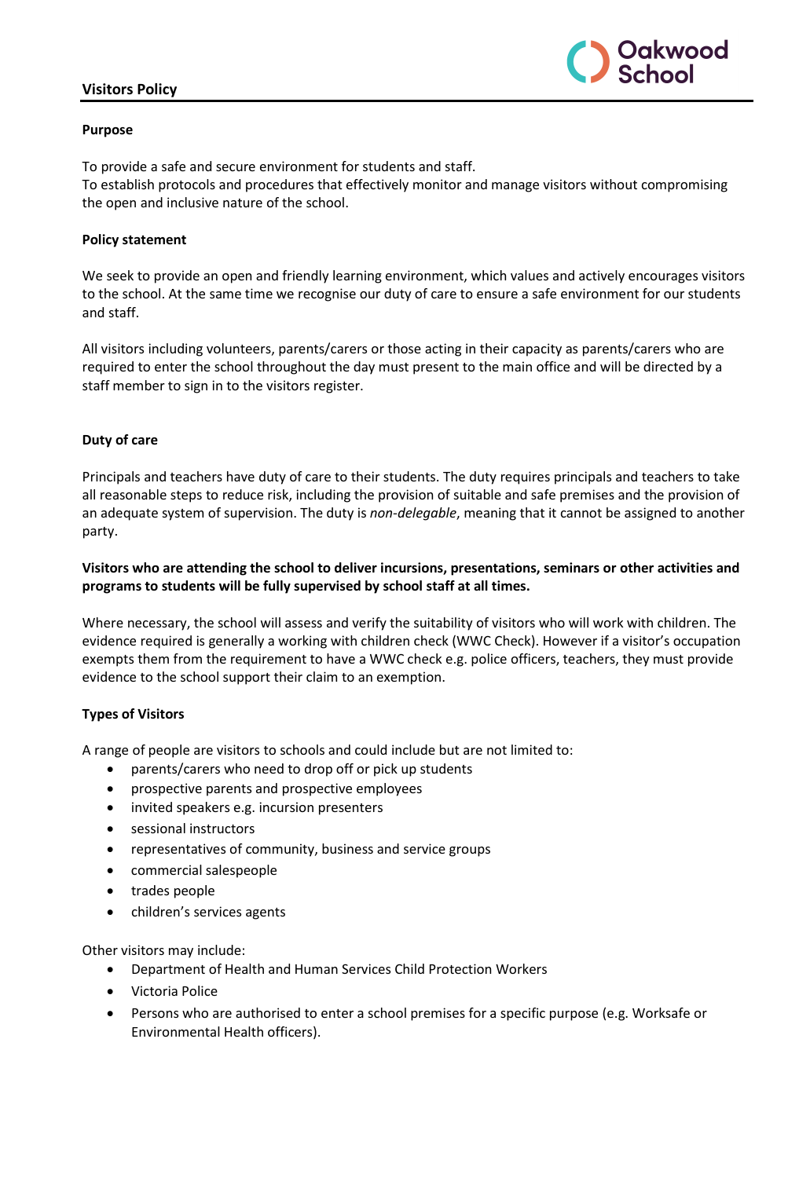# Visitors Policy

**Oakwood School**

## Purpose

To provide a safe and secure environment for students and staff.
To establish protocols and procedures that effectively monitor and manage visitors without compromising the open and inclusive nature of the school.

## Policy statement

We seek to provide an open and friendly learning environment, which values and actively encourages visitors to the school. At the same time we recognise our duty of care to ensure a safe environment for our students and staff.

All visitors including volunteers, parents/carers or those acting in their capacity as parents/carers who are required to enter the school throughout the day must present to the main office and will be directed by a staff member to sign in to the visitors register.

## Duty of care

Principals and teachers have duty of care to their students. The duty requires principals and teachers to take all reasonable steps to reduce risk, including the provision of suitable and safe premises and the provision of an adequate system of supervision. The duty is *non-delegable*, meaning that it cannot be assigned to another party.

**Visitors who are attending the school to deliver incursions, presentations, seminars or other activities and programs to students will be fully supervised by school staff at all times.**

Where necessary, the school will assess and verify the suitability of visitors who will work with children. The evidence required is generally a working with children check (WWC Check). However if a visitor's occupation exempts them from the requirement to have a WWC check e.g. police officers, teachers, they must provide evidence to the school support their claim to an exemption.

## Types of Visitors

A range of people are visitors to schools and could include but are not limited to:

- parents/carers who need to drop off or pick up students
- prospective parents and prospective employees
- invited speakers e.g. incursion presenters
- sessional instructors
- representatives of community, business and service groups
- commercial salespeople
- trades people
- children's services agents

Other visitors may include:

- Department of Health and Human Services Child Protection Workers
- Victoria Police
- Persons who are authorised to enter a school premises for a specific purpose (e.g. Worksafe or Environmental Health officers).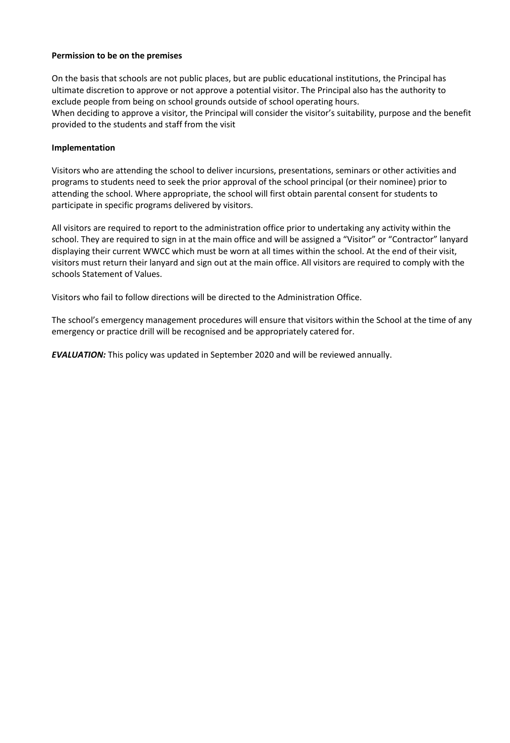**Permission to be on the premises**

On the basis that schools are not public places, but are public educational institutions, the Principal has ultimate discretion to approve or not approve a potential visitor. The Principal also has the authority to exclude people from being on school grounds outside of school operating hours.
When deciding to approve a visitor, the Principal will consider the visitor's suitability, purpose and the benefit provided to the students and staff from the visit

**Implementation**

Visitors who are attending the school to deliver incursions, presentations, seminars or other activities and programs to students need to seek the prior approval of the school principal (or their nominee) prior to attending the school. Where appropriate, the school will first obtain parental consent for students to participate in specific programs delivered by visitors.

All visitors are required to report to the administration office prior to undertaking any activity within the school. They are required to sign in at the main office and will be assigned a "Visitor" or "Contractor" lanyard displaying their current WWCC which must be worn at all times within the school. At the end of their visit, visitors must return their lanyard and sign out at the main office. All visitors are required to comply with the schools Statement of Values.

Visitors who fail to follow directions will be directed to the Administration Office.

The school's emergency management procedures will ensure that visitors within the School at the time of any emergency or practice drill will be recognised and be appropriately catered for.

***EVALUATION:*** This policy was updated in September 2020 and will be reviewed annually.